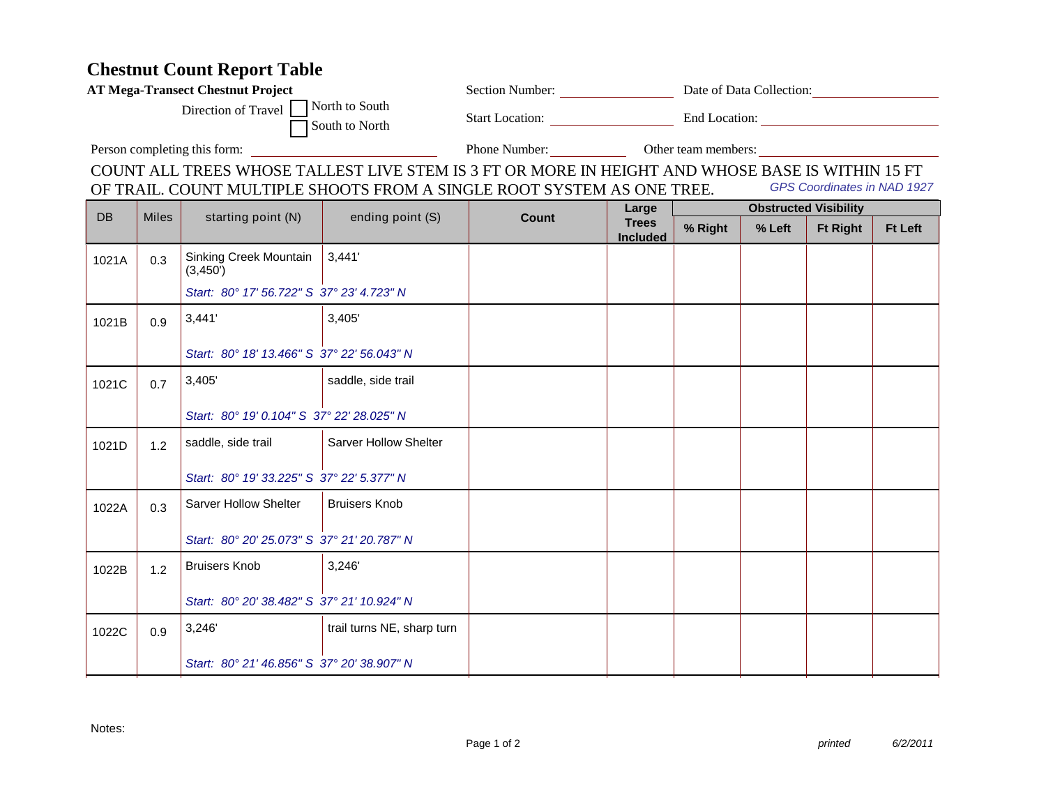# Chestnut Count Report Table

**AT Mega-Transect Chestnut Project**

Direction of Travel ☐ North to South ☐ South to North

Section Number: ____________ Date of Data Collection: ____________

Start Location: ____________ End Location: ____________

Person completing this form: ____________ Phone Number: ____________ Other team members: ____________

COUNT ALL TREES WHOSE TALLEST LIVE STEM IS 3 FT OR MORE IN HEIGHT AND WHOSE BASE IS WITHIN 15 FT OF TRAIL. COUNT MULTIPLE SHOOTS FROM A SINGLE ROOT SYSTEM AS ONE TREE.

*GPS Coordinates in NAD 1927*

| DB | Miles | starting point (N) | ending point (S) | Count | Large Trees Included | Obstructed Visibility | | | |
|---|---|---|---|---|---|---|---|---|---|
| | | | | | | % Right | % Left | Ft Right | Ft Left |
| 1021A | 0.3 | Sinking Creek Mountain (3,450')<br>*Start: 80° 17' 56.722" S 37° 23' 4.723" N* | 3,441' | | | | | | |
| 1021B | 0.9 | 3,441'<br>*Start: 80° 18' 13.466" S 37° 22' 56.043" N* | 3,405' | | | | | | |
| 1021C | 0.7 | 3,405'<br>*Start: 80° 19' 0.104" S 37° 22' 28.025" N* | saddle, side trail | | | | | | |
| 1021D | 1.2 | saddle, side trail<br>*Start: 80° 19' 33.225" S 37° 22' 5.377" N* | Sarver Hollow Shelter | | | | | | |
| 1022A | 0.3 | Sarver Hollow Shelter<br>*Start: 80° 20' 25.073" S 37° 21' 20.787" N* | Bruisers Knob | | | | | | |
| 1022B | 1.2 | Bruisers Knob<br>*Start: 80° 20' 38.482" S 37° 21' 10.924" N* | 3,246' | | | | | | |
| 1022C | 0.9 | 3,246'<br>*Start: 80° 21' 46.856" S 37° 20' 38.907" N* | trail turns NE, sharp turn | | | | | | |

Notes:

*printed* *6/2/2011*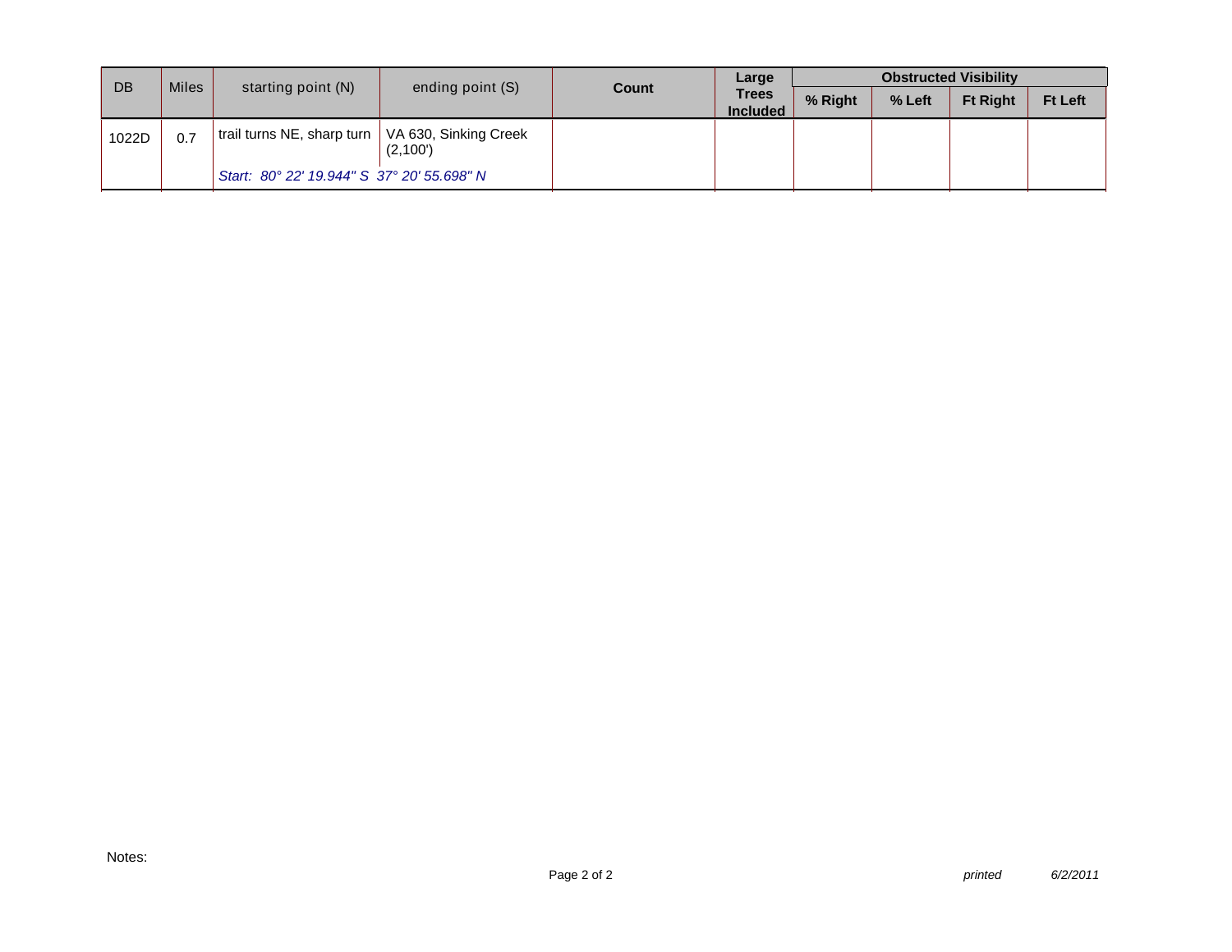| DB | Miles | starting point (N) | ending point (S) | Count | Large Trees Included | Obstructed Visibility | | | |
|---|---|---|---|---|---|---|---|---|---|
| | | | | | | % Right | % Left | Ft Right | Ft Left |
| 1022D | 0.7 | trail turns NE, sharp turn | VA 630, Sinking Creek (2,100') | | | | | | |
| | | *Start: 80° 22' 19.944" S 37° 20' 55.698" N* | | | | | | | |

Notes:

*printed 6/2/2011*